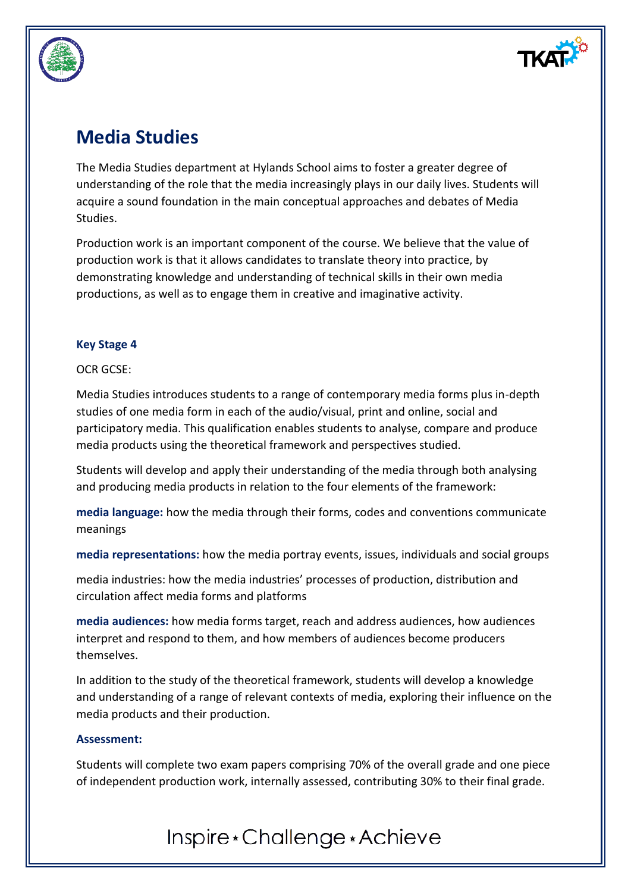# Media Studies

The Media Studies department at Hylands School aims to foster a greater degree of understanding of the role that the media increasingly plays in our daily lives. Students will acquire a sound foundation in the main conceptual approaches and debates of Media Studies.

Production work is an important component of the course. We believe that the value of production work is that it allows candidates to translate theory into practice, by demonstrating knowledge and understanding of technical skills in their own media productions, as well as to engage them in creative and imaginative activity.

### Key Stage 4

OCR GCSE:

Media Studies introduces students to a range of contemporary media forms plus in-depth studies of one media form in each of the audio/visual, print and online, social and participatory media. This qualification enables students to analyse, compare and produce media products using the theoretical framework and perspectives studied.

Students will develop and apply their understanding of the media through both analysing and producing media products in relation to the four elements of the framework:

**media language:** how the media through their forms, codes and conventions communicate meanings

**media representations:** how the media portray events, issues, individuals and social groups

media industries: how the media industries' processes of production, distribution and circulation affect media forms and platforms

**media audiences:** how media forms target, reach and address audiences, how audiences interpret and respond to them, and how members of audiences become producers themselves.

In addition to the study of the theoretical framework, students will develop a knowledge and understanding of a range of relevant contexts of media, exploring their influence on the media products and their production.

**Assessment:**

Students will complete two exam papers comprising 70% of the overall grade and one piece of independent production work, internally assessed, contributing 30% to their final grade.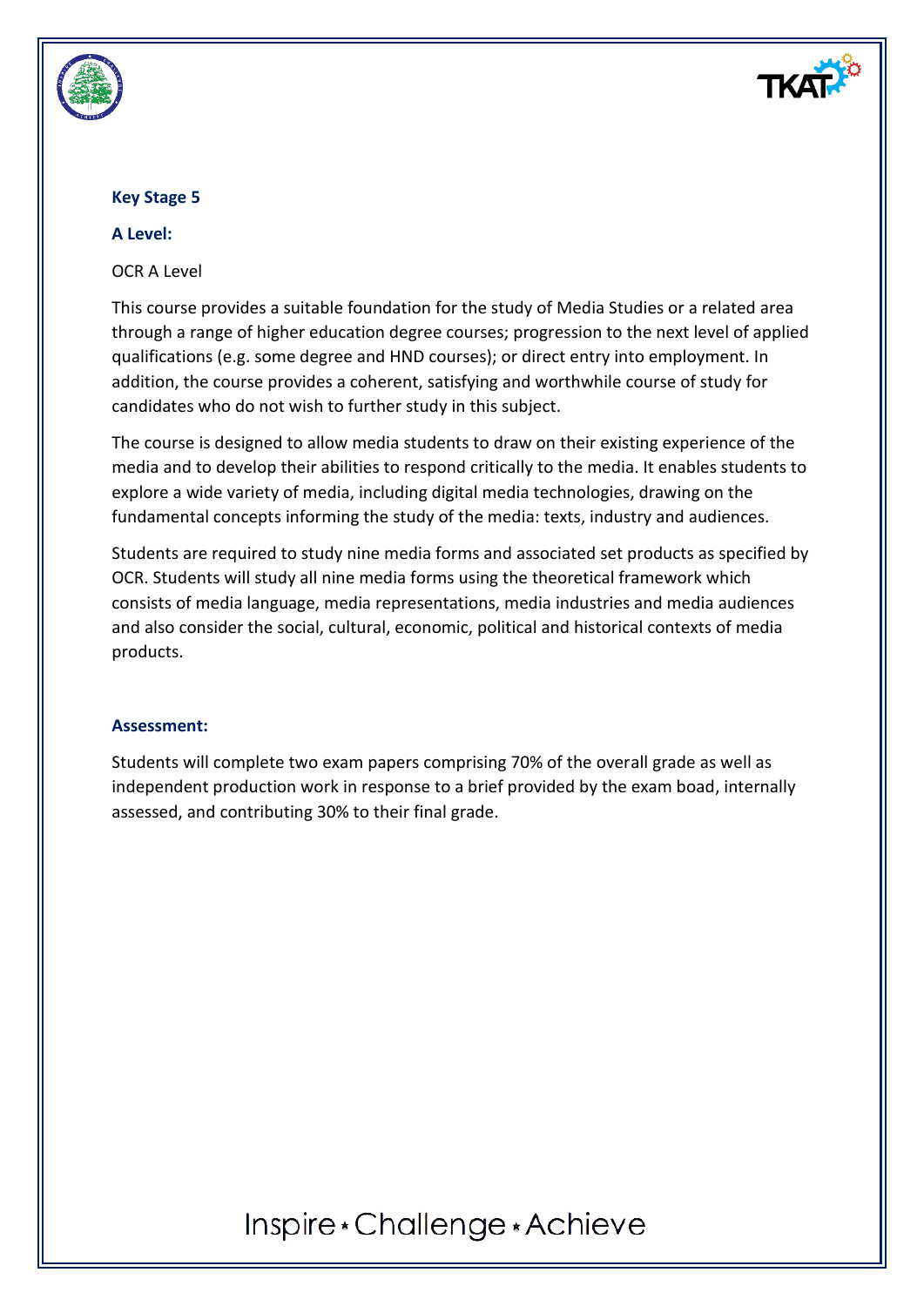**Key Stage 5**

**A Level:**

OCR A Level

This course provides a suitable foundation for the study of Media Studies or a related area through a range of higher education degree courses; progression to the next level of applied qualifications (e.g. some degree and HND courses); or direct entry into employment. In addition, the course provides a coherent, satisfying and worthwhile course of study for candidates who do not wish to further study in this subject.

The course is designed to allow media students to draw on their existing experience of the media and to develop their abilities to respond critically to the media. It enables students to explore a wide variety of media, including digital media technologies, drawing on the fundamental concepts informing the study of the media: texts, industry and audiences.

Students are required to study nine media forms and associated set products as specified by OCR. Students will study all nine media forms using the theoretical framework which consists of media language, media representations, media industries and media audiences and also consider the social, cultural, economic, political and historical contexts of media products.

**Assessment:**

Students will complete two exam papers comprising 70% of the overall grade as well as independent production work in response to a brief provided by the exam boad, internally assessed, and contributing 30% to their final grade.

Inspire • Challenge • Achieve